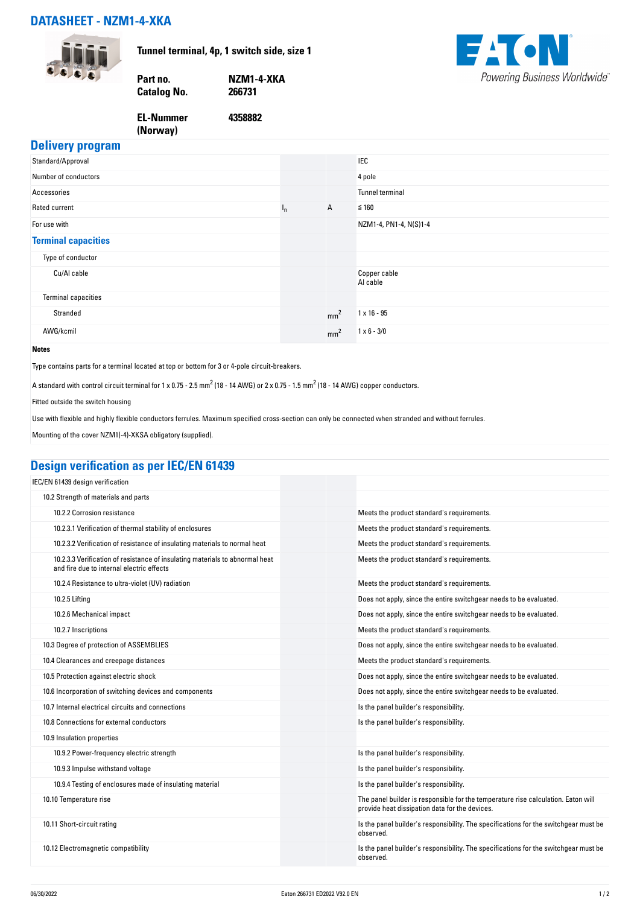# DATASHEET - NZM1-4-XKA

**Tunnel terminal, 4p, 1 switch side, size 1**

| | |
|---|---|
| **Part no.** | **NZM1-4-XKA** |
| **Catalog No.** | **266731** |
| **EL-Nummer (Norway)** | **4358882** |

## Delivery program

| | | | |
|---|---|---|---|
| Standard/Approval | | | IEC |
| Number of conductors | | | 4 pole |
| Accessories | | | Tunnel terminal |
| Rated current | $I_n$ | A | ≦ 160 |
| For use with | | | NZM1-4, PN1-4, N(S)1-4 |
| **Terminal capacities** | | | |
| Type of conductor | | | |
| Cu/Al cable | | | Copper cable<br>Al cable |
| Terminal capacities | | | |
| Stranded | | $mm^2$ | 1 x 16 - 95 |
| AWG/kcmil | | $mm^2$ | 1 x 6 - 3/0 |

**Notes**

Type contains parts for a terminal located at top or bottom for 3 or 4-pole circuit-breakers.

A standard with control circuit terminal for 1 x 0.75 - 2.5 $mm^2$ (18 - 14 AWG) or 2 x 0.75 - 1.5 $mm^2$ (18 - 14 AWG) copper conductors.

Fitted outside the switch housing

Use with flexible and highly flexible conductors ferrules. Maximum specified cross-section can only be connected when stranded and without ferrules.

Mounting of the cover NZM1(-4)-XKSA obligatory (supplied).

## Design verification as per IEC/EN 61439

| | |
|---|---|
| IEC/EN 61439 design verification | |
| 10.2 Strength of materials and parts | |
| 10.2.2 Corrosion resistance | Meets the product standard's requirements. |
| 10.2.3.1 Verification of thermal stability of enclosures | Meets the product standard's requirements. |
| 10.2.3.2 Verification of resistance of insulating materials to normal heat | Meets the product standard's requirements. |
| 10.2.3.3 Verification of resistance of insulating materials to abnormal heat and fire due to internal electric effects | Meets the product standard's requirements. |
| 10.2.4 Resistance to ultra-violet (UV) radiation | Meets the product standard's requirements. |
| 10.2.5 Lifting | Does not apply, since the entire switchgear needs to be evaluated. |
| 10.2.6 Mechanical impact | Does not apply, since the entire switchgear needs to be evaluated. |
| 10.2.7 Inscriptions | Meets the product standard's requirements. |
| 10.3 Degree of protection of ASSEMBLIES | Does not apply, since the entire switchgear needs to be evaluated. |
| 10.4 Clearances and creepage distances | Meets the product standard's requirements. |
| 10.5 Protection against electric shock | Does not apply, since the entire switchgear needs to be evaluated. |
| 10.6 Incorporation of switching devices and components | Does not apply, since the entire switchgear needs to be evaluated. |
| 10.7 Internal electrical circuits and connections | Is the panel builder's responsibility. |
| 10.8 Connections for external conductors | Is the panel builder's responsibility. |
| 10.9 Insulation properties | |
| 10.9.2 Power-frequency electric strength | Is the panel builder's responsibility. |
| 10.9.3 Impulse withstand voltage | Is the panel builder's responsibility. |
| 10.9.4 Testing of enclosures made of insulating material | Is the panel builder's responsibility. |
| 10.10 Temperature rise | The panel builder is responsible for the temperature rise calculation. Eaton will provide heat dissipation data for the devices. |
| 10.11 Short-circuit rating | Is the panel builder's responsibility. The specifications for the switchgear must be observed. |
| 10.12 Electromagnetic compatibility | Is the panel builder's responsibility. The specifications for the switchgear must be observed. |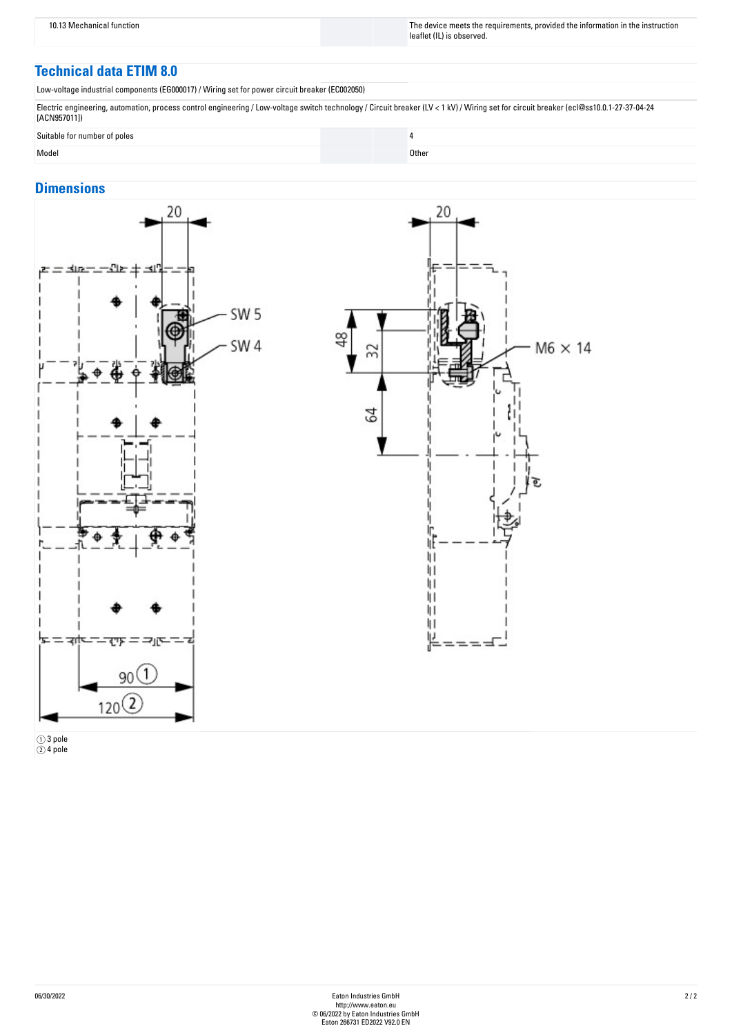| | |
|---|---|
| 10.13 Mechanical function | The device meets the requirements, provided the information in the instruction leaflet (IL) is observed. |

## Technical data ETIM 8.0

Low-voltage industrial components (EG000017) / Wiring set for power circuit breaker (EC002050)

Electric engineering, automation, process control engineering / Low-voltage switch technology / Circuit breaker (LV < 1 kV) / Wiring set for circuit breaker (ecl@ss10.0.1-27-37-04-24 [ACN957011])

| | |
|---|---|
| Suitable for number of poles | 4 |
| Model | Other |

## Dimensions

20

SW 5

SW 4

90 ①

120 ②

20

48

32

64

M6 × 14

① 3 pole
② 4 pole